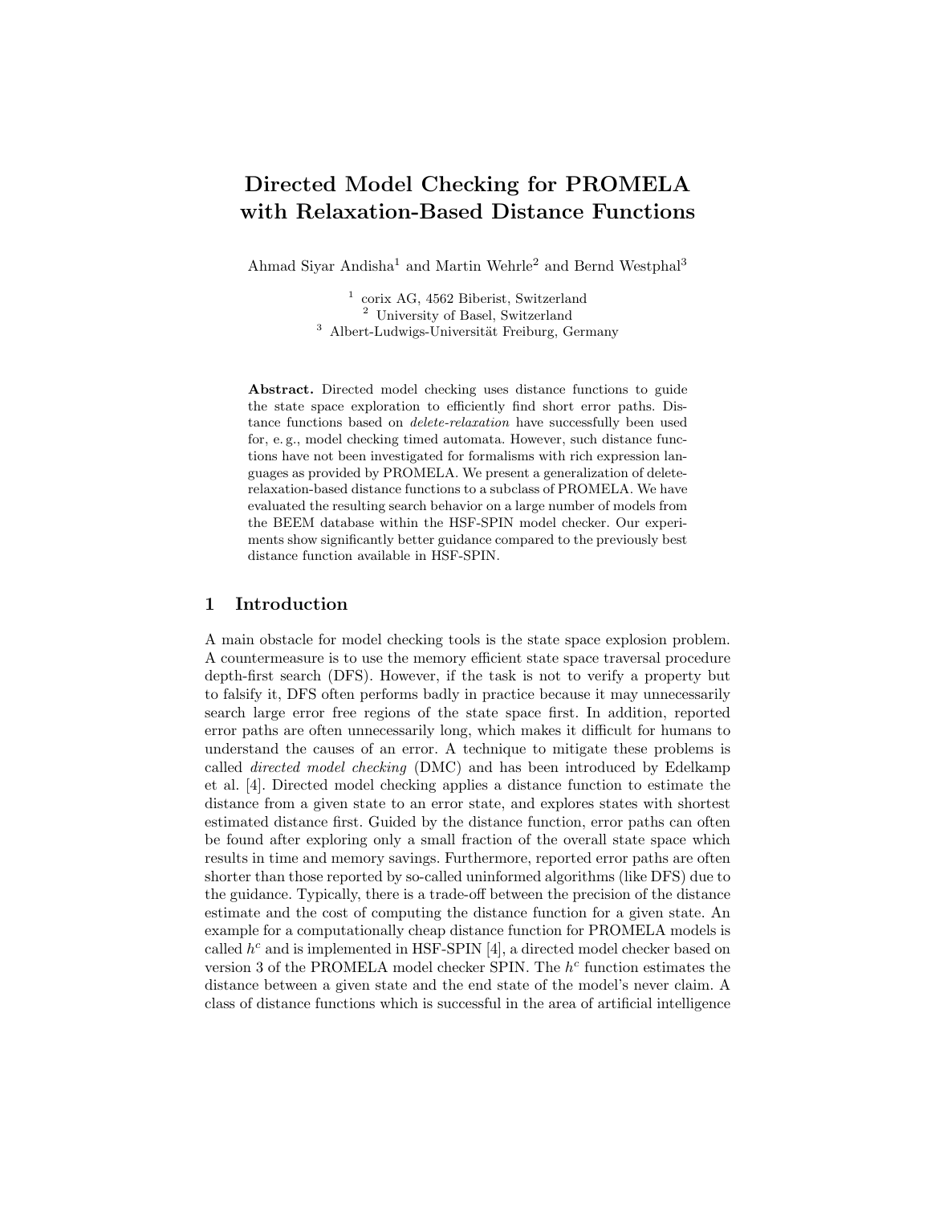# Directed Model Checking for PROMELA with Relaxation-Based Distance Functions

Ahmad Siyar Andisha[1] and Martin Wehrle[2] and Bernd Westphal[3]

[1] corix AG, 4562 Biberist, Switzerland
[2] University of Basel, Switzerland
[3] Albert-Ludwigs-Universität Freiburg, Germany

**Abstract.** Directed model checking uses distance functions to guide the state space exploration to efficiently find short error paths. Distance functions based on *delete-relaxation* have successfully been used for, e. g., model checking timed automata. However, such distance functions have not been investigated for formalisms with rich expression languages as provided by PROMELA. We present a generalization of delete-relaxation-based distance functions to a subclass of PROMELA. We have evaluated the resulting search behavior on a large number of models from the BEEM database within the HSF-SPIN model checker. Our experiments show significantly better guidance compared to the previously best distance function available in HSF-SPIN.

## 1 Introduction

A main obstacle for model checking tools is the state space explosion problem. A countermeasure is to use the memory efficient state space traversal procedure depth-first search (DFS). However, if the task is not to verify a property but to falsify it, DFS often performs badly in practice because it may unnecessarily search large error free regions of the state space first. In addition, reported error paths are often unnecessarily long, which makes it difficult for humans to understand the causes of an error. A technique to mitigate these problems is called *directed model checking* (DMC) and has been introduced by Edelkamp et al. [4]. Directed model checking applies a distance function to estimate the distance from a given state to an error state, and explores states with shortest estimated distance first. Guided by the distance function, error paths can often be found after exploring only a small fraction of the overall state space which results in time and memory savings. Furthermore, reported error paths are often shorter than those reported by so-called uninformed algorithms (like DFS) due to the guidance. Typically, there is a trade-off between the precision of the distance estimate and the cost of computing the distance function for a given state. An example for a computationally cheap distance function for PROMELA models is called $h^c$ and is implemented in HSF-SPIN [4], a directed model checker based on version 3 of the PROMELA model checker SPIN. The $h^c$ function estimates the distance between a given state and the end state of the model's never claim. A class of distance functions which is successful in the area of artificial intelligence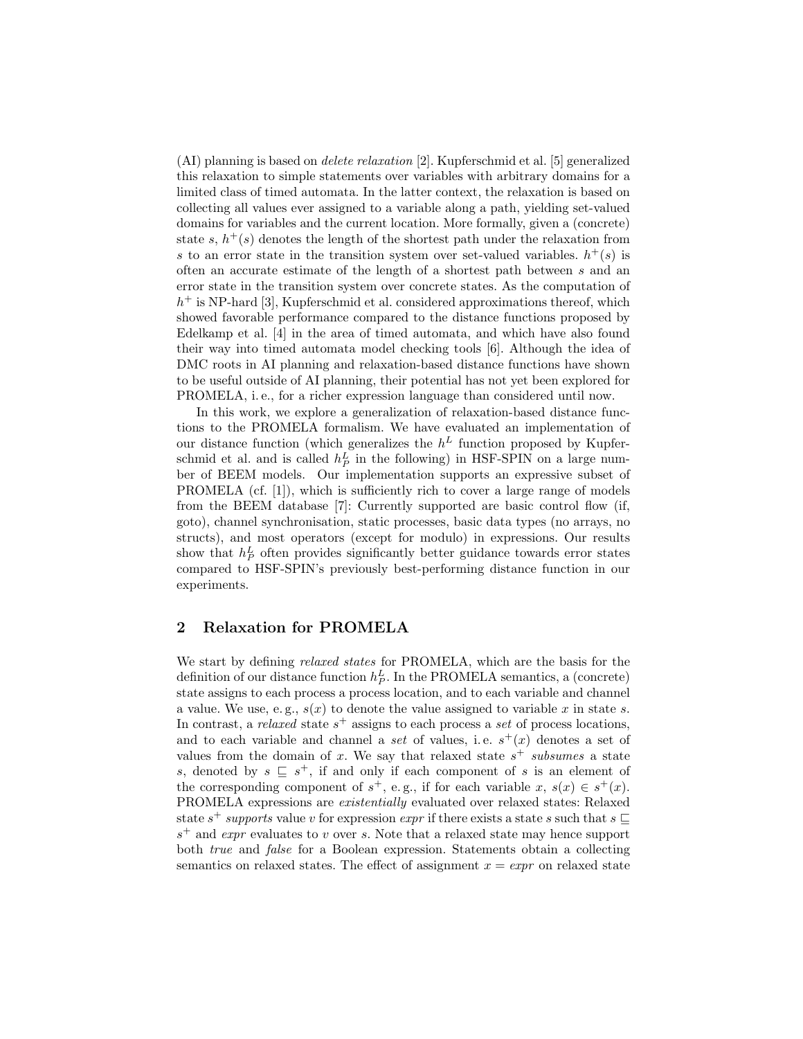(AI) planning is based on *delete relaxation* [2]. Kupferschmid et al. [5] generalized this relaxation to simple statements over variables with arbitrary domains for a limited class of timed automata. In the latter context, the relaxation is based on collecting all values ever assigned to a variable along a path, yielding set-valued domains for variables and the current location. More formally, given a (concrete) state $s$, $h^+(s)$ denotes the length of the shortest path under the relaxation from $s$ to an error state in the transition system over set-valued variables. $h^+(s)$ is often an accurate estimate of the length of a shortest path between $s$ and an error state in the transition system over concrete states. As the computation of $h^+$ is NP-hard [3], Kupferschmid et al. considered approximations thereof, which showed favorable performance compared to the distance functions proposed by Edelkamp et al. [4] in the area of timed automata, and which have also found their way into timed automata model checking tools [6]. Although the idea of DMC roots in AI planning and relaxation-based distance functions have shown to be useful outside of AI planning, their potential has not yet been explored for PROMELA, i. e., for a richer expression language than considered until now.

In this work, we explore a generalization of relaxation-based distance functions to the PROMELA formalism. We have evaluated an implementation of our distance function (which generalizes the $h^L$ function proposed by Kupferschmid et al. and is called $h^L_P$ in the following) in HSF-SPIN on a large number of BEEM models. Our implementation supports an expressive subset of PROMELA (cf. [1]), which is sufficiently rich to cover a large range of models from the BEEM database [7]: Currently supported are basic control flow (if, goto), channel synchronisation, static processes, basic data types (no arrays, no structs), and most operators (except for modulo) in expressions. Our results show that $h^L_P$ often provides significantly better guidance towards error states compared to HSF-SPIN's previously best-performing distance function in our experiments.

## 2 Relaxation for PROMELA

We start by defining *relaxed states* for PROMELA, which are the basis for the definition of our distance function $h^L_P$. In the PROMELA semantics, a (concrete) state assigns to each process a process location, and to each variable and channel a value. We use, e. g., $s(x)$ to denote the value assigned to variable $x$ in state $s$. In contrast, a *relaxed* state $s^+$ assigns to each process a *set* of process locations, and to each variable and channel a *set* of values, i. e. $s^+(x)$ denotes a set of values from the domain of $x$. We say that relaxed state $s^+$ *subsumes* a state $s$, denoted by $s \sqsubseteq s^+$, if and only if each component of $s$ is an element of the corresponding component of $s^+$, e. g., if for each variable $x$, $s(x) \in s^+(x)$. PROMELA expressions are *existentially* evaluated over relaxed states: Relaxed state $s^+$ *supports* value $v$ for expression *expr* if there exists a state $s$ such that $s \sqsubseteq s^+$ and *expr* evaluates to $v$ over $s$. Note that a relaxed state may hence support both *true* and *false* for a Boolean expression. Statements obtain a collecting semantics on relaxed states. The effect of assignment $x = expr$ on relaxed state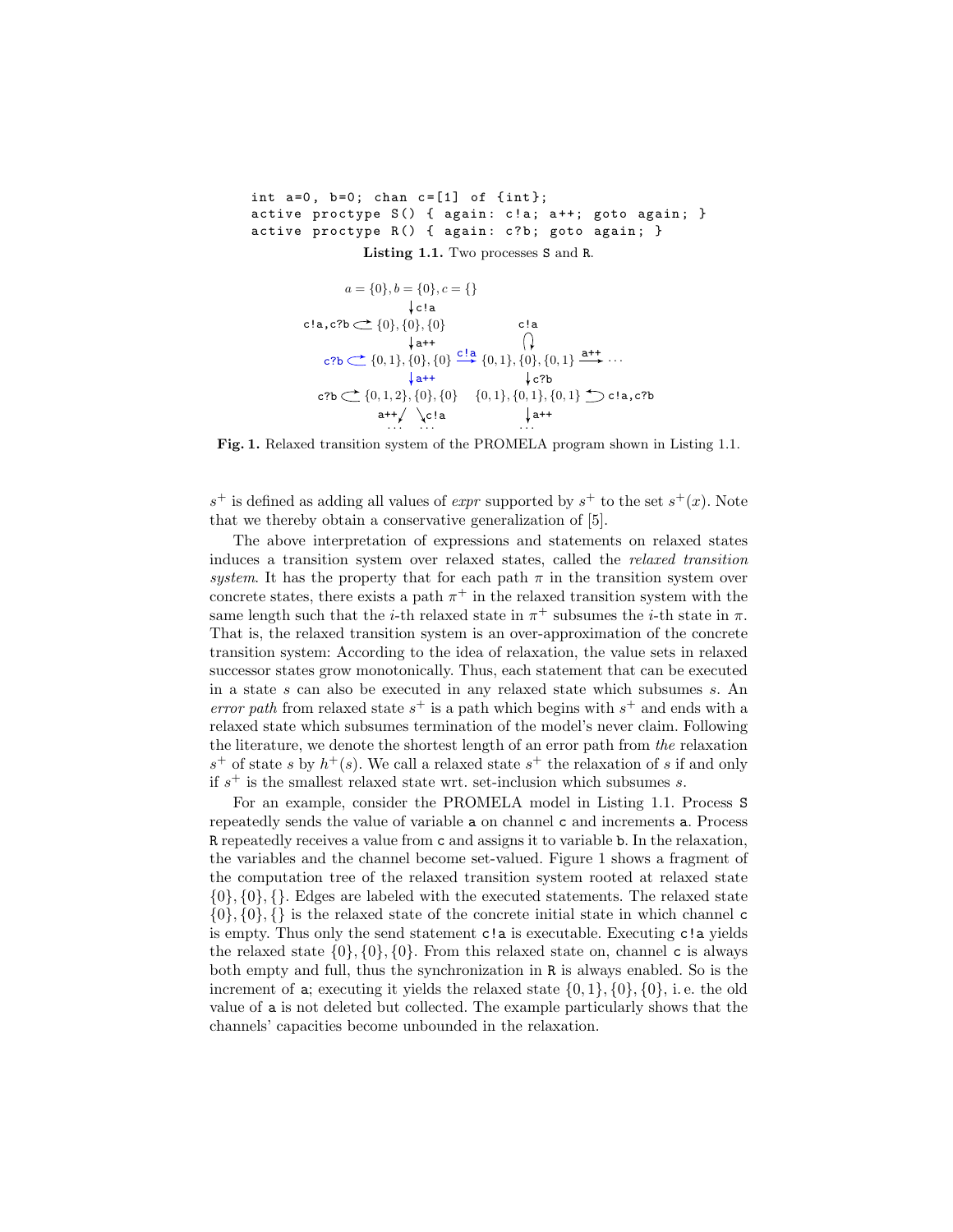```
int a=0, b=0; chan c=[1] of {int};
active proctype S() { again: c!a; a++; goto again; }
active proctype R() { again: c?b; goto again; }
```

**Listing 1.1.** Two processes S and R.

**Fig. 1.** Relaxed transition system of the PROMELA program shown in Listing 1.1.

$s^+$ is defined as adding all values of *expr* supported by $s^+$ to the set $s^+(x)$. Note that we thereby obtain a conservative generalization of [5].

The above interpretation of expressions and statements on relaxed states induces a transition system over relaxed states, called the *relaxed transition system*. It has the property that for each path $\pi$ in the transition system over concrete states, there exists a path $\pi^+$ in the relaxed transition system with the same length such that the $i$-th relaxed state in $\pi^+$ subsumes the $i$-th state in $\pi$. That is, the relaxed transition system is an over-approximation of the concrete transition system: According to the idea of relaxation, the value sets in relaxed successor states grow monotonically. Thus, each statement that can be executed in a state $s$ can also be executed in any relaxed state which subsumes $s$. An *error path* from relaxed state $s^+$ is a path which begins with $s^+$ and ends with a relaxed state which subsumes termination of the model's never claim. Following the literature, we denote the shortest length of an error path from *the* relaxation $s^+$ of state $s$ by $h^+(s)$. We call a relaxed state $s^+$ the relaxation of $s$ if and only if $s^+$ is the smallest relaxed state wrt. set-inclusion which subsumes $s$.

For an example, consider the PROMELA model in Listing 1.1. Process S repeatedly sends the value of variable a on channel c and increments a. Process R repeatedly receives a value from c and assigns it to variable b. In the relaxation, the variables and the channel become set-valued. Figure 1 shows a fragment of the computation tree of the relaxed transition system rooted at relaxed state $\{0\}, \{0\}, \{\}$. Edges are labeled with the executed statements. The relaxed state $\{0\}, \{0\}, \{\}$ is the relaxed state of the concrete initial state in which channel c is empty. Thus only the send statement c!a is executable. Executing c!a yields the relaxed state $\{0\}, \{0\}, \{0\}$. From this relaxed state on, channel c is always both empty and full, thus the synchronization in R is always enabled. So is the increment of a; executing it yields the relaxed state $\{0, 1\}, \{0\}, \{0\}$, i. e. the old value of a is not deleted but collected. The example particularly shows that the channels' capacities become unbounded in the relaxation.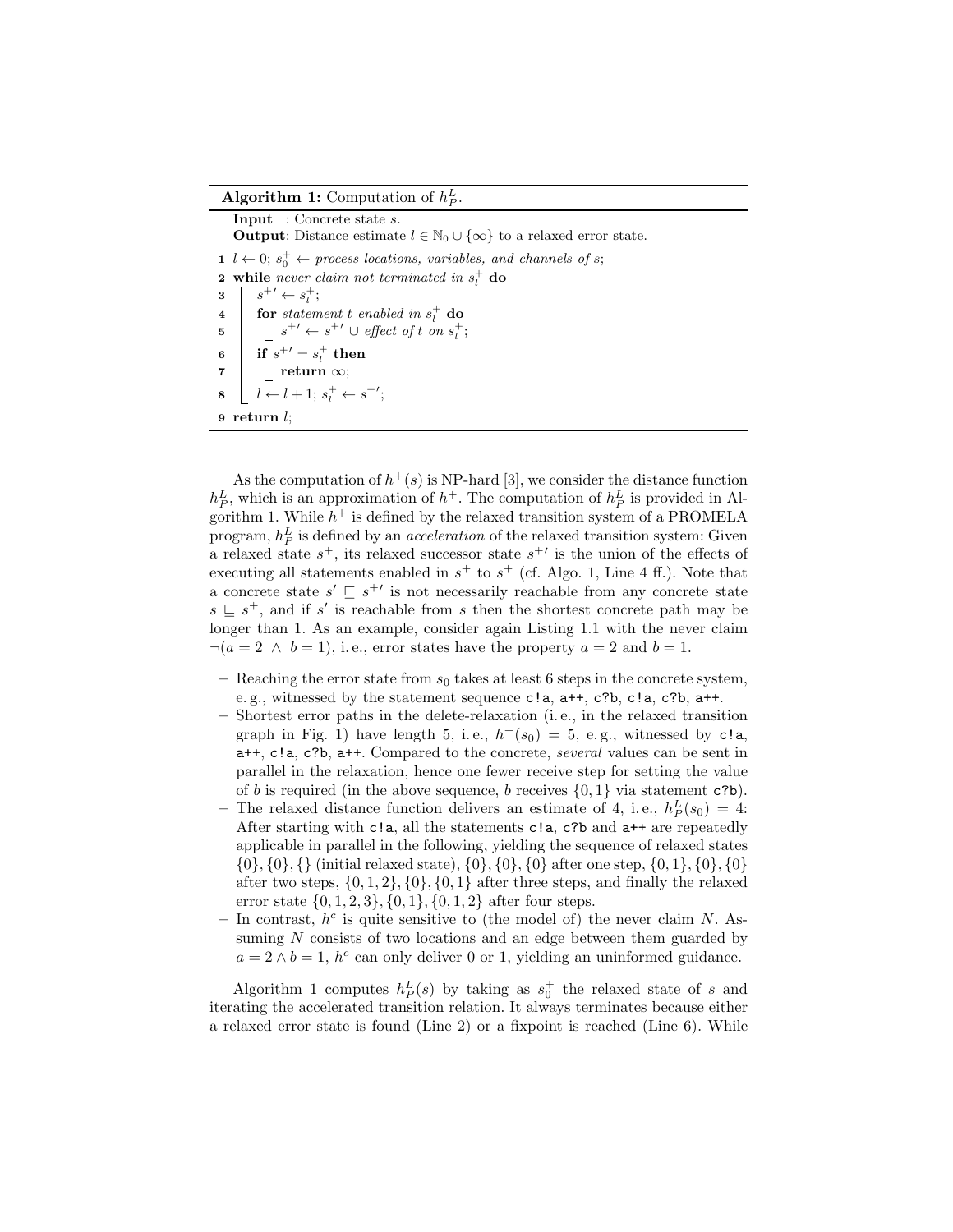**Algorithm 1:** Computation of $h_P^L$.

**Input** : Concrete state $s$.
**Output**: Distance estimate $l \in \mathbb{N}_0 \cup \{\infty\}$ to a relaxed error state.

```
1  l ← 0; s_0^+ ← process locations, variables, and channels of s;
2  while never claim not terminated in s_l^+ do
3      s^+' ← s_l^+;
4      for statement t enabled in s_l^+ do
5          s^+' ← s^+' ∪ effect of t on s_l^+;
6      if s^+' = s_l^+ then
7          return ∞;
8      l ← l + 1; s_l^+ ← s^+';
9  return l;
```

As the computation of $h^+(s)$ is NP-hard [3], we consider the distance function $h_P^L$, which is an approximation of $h^+$. The computation of $h_P^L$ is provided in Algorithm 1. While $h^+$ is defined by the relaxed transition system of a PROMELA program, $h_P^L$ is defined by an *acceleration* of the relaxed transition system: Given a relaxed state $s^+$, its relaxed successor state $s^{+\prime}$ is the union of the effects of executing all statements enabled in $s^+$ to $s^+$ (cf. Algo. 1, Line 4 ff.). Note that a concrete state $s' \sqsubseteq s^{+\prime}$ is not necessarily reachable from any concrete state $s \sqsubseteq s^+$, and if $s'$ is reachable from $s$ then the shortest concrete path may be longer than 1. As an example, consider again Listing 1.1 with the never claim $\neg(a = 2 \ \wedge \ b = 1)$, i. e., error states have the property $a = 2$ and $b = 1$.

- Reaching the error state from $s_0$ takes at least 6 steps in the concrete system, e. g., witnessed by the statement sequence `c!a`, `a++`, `c?b`, `c!a`, `c?b`, `a++`.
- Shortest error paths in the delete-relaxation (i. e., in the relaxed transition graph in Fig. 1) have length 5, i. e., $h^+(s_0) = 5$, e. g., witnessed by `c!a`, `a++`, `c!a`, `c?b`, `a++`. Compared to the concrete, *several* values can be sent in parallel in the relaxation, hence one fewer receive step for setting the value of $b$ is required (in the above sequence, $b$ receives $\{0, 1\}$ via statement `c?b`).
- The relaxed distance function delivers an estimate of 4, i. e., $h_P^L(s_0) = 4$: After starting with `c!a`, all the statements `c!a`, `c?b` and `a++` are repeatedly applicable in parallel in the following, yielding the sequence of relaxed states $\{0\}, \{0\}, \{\}$ (initial relaxed state), $\{0\}, \{0\}, \{0\}$ after one step, $\{0, 1\}, \{0\}, \{0\}$ after two steps, $\{0, 1, 2\}, \{0\}, \{0, 1\}$ after three steps, and finally the relaxed error state $\{0, 1, 2, 3\}, \{0, 1\}, \{0, 1, 2\}$ after four steps.
- In contrast, $h^c$ is quite sensitive to (the model of) the never claim $N$. Assuming $N$ consists of two locations and an edge between them guarded by $a = 2 \wedge b = 1$, $h^c$ can only deliver 0 or 1, yielding an uninformed guidance.

Algorithm 1 computes $h_P^L(s)$ by taking as $s_0^+$ the relaxed state of $s$ and iterating the accelerated transition relation. It always terminates because either a relaxed error state is found (Line 2) or a fixpoint is reached (Line 6). While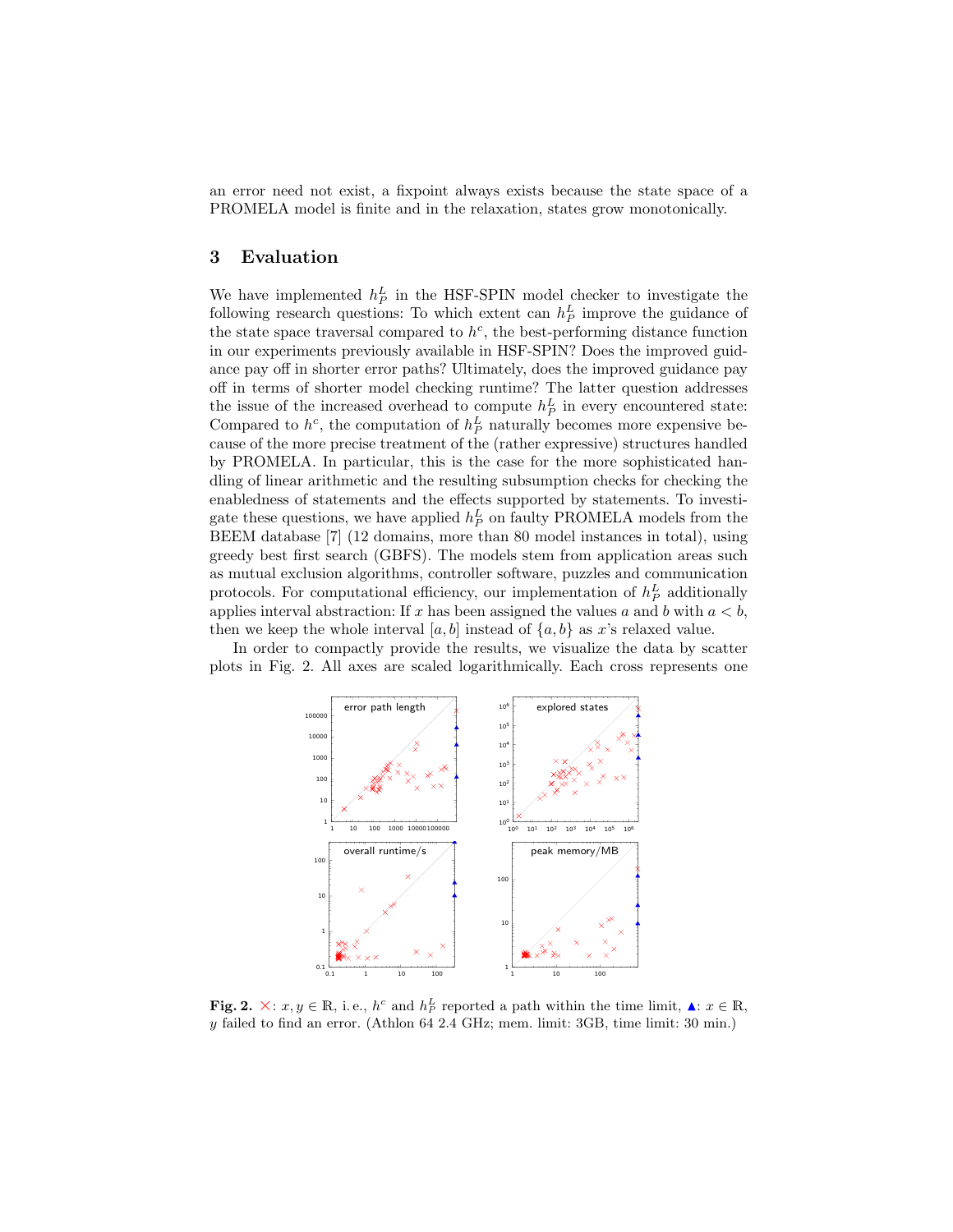an error need not exist, a fixpoint always exists because the state space of a PROMELA model is finite and in the relaxation, states grow monotonically.

## 3 Evaluation

We have implemented $h_P^L$ in the HSF-SPIN model checker to investigate the following research questions: To which extent can $h_P^L$ improve the guidance of the state space traversal compared to $h^c$, the best-performing distance function in our experiments previously available in HSF-SPIN? Does the improved guidance pay off in shorter error paths? Ultimately, does the improved guidance pay off in terms of shorter model checking runtime? The latter question addresses the issue of the increased overhead to compute $h_P^L$ in every encountered state: Compared to $h^c$, the computation of $h_P^L$ naturally becomes more expensive because of the more precise treatment of the (rather expressive) structures handled by PROMELA. In particular, this is the case for the more sophisticated handling of linear arithmetic and the resulting subsumption checks for checking the enabledness of statements and the effects supported by statements. To investigate these questions, we have applied $h_P^L$ on faulty PROMELA models from the BEEM database [7] (12 domains, more than 80 model instances in total), using greedy best first search (GBFS). The models stem from application areas such as mutual exclusion algorithms, controller software, puzzles and communication protocols. For computational efficiency, our implementation of $h_P^L$ additionally applies interval abstraction: If $x$ has been assigned the values $a$ and $b$ with $a < b$, then we keep the whole interval $[a, b]$ instead of $\{a, b\}$ as $x$'s relaxed value.

In order to compactly provide the results, we visualize the data by scatter plots in Fig. 2. All axes are scaled logarithmically. Each cross represents one

**Fig. 2.** ×: $x, y \in \mathbb{R}$, i. e., $h^c$ and $h_P^L$ reported a path within the time limit, ▲: $x \in \mathbb{R}$, $y$ failed to find an error. (Athlon 64 2.4 GHz; mem. limit: 3GB, time limit: 30 min.)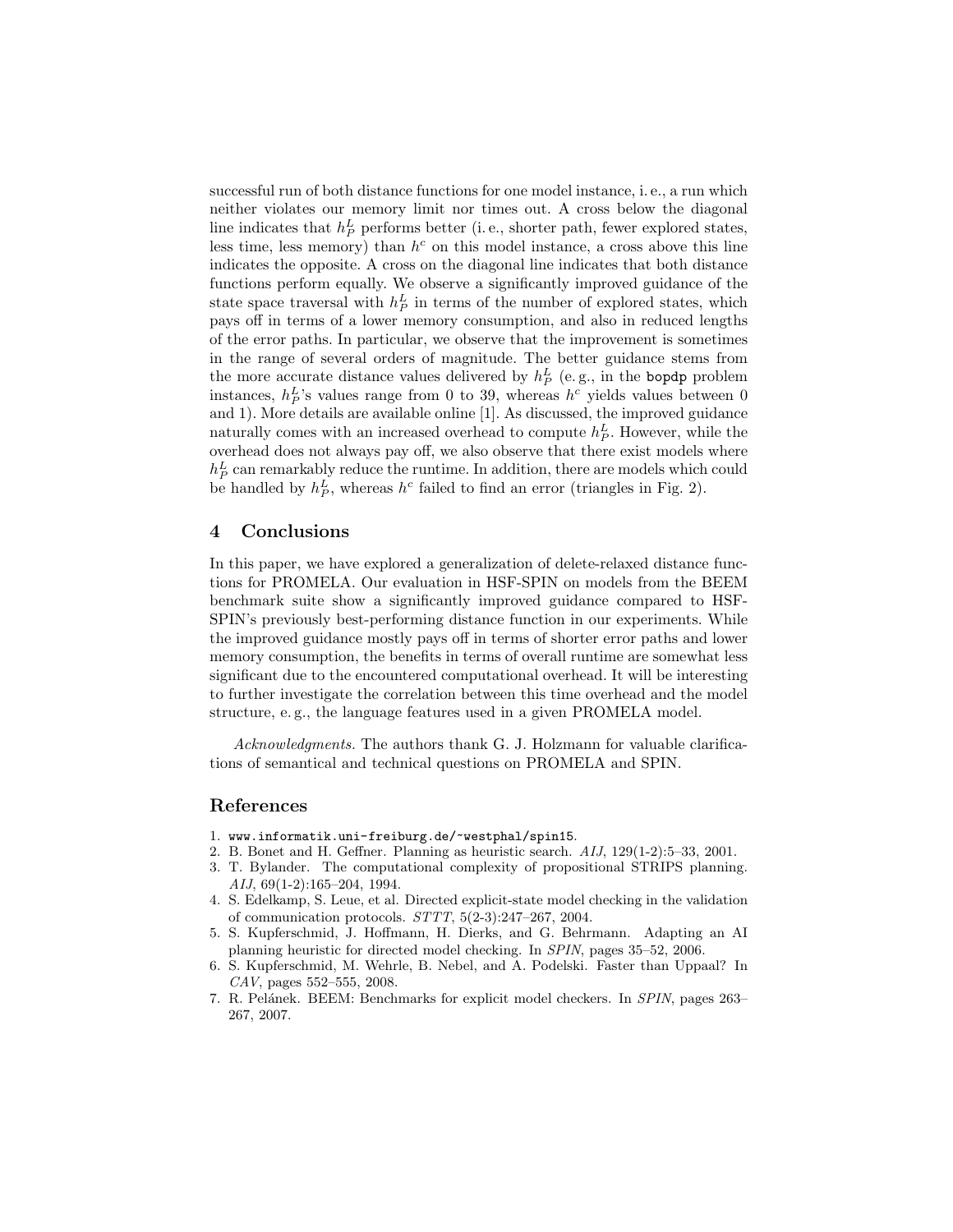successful run of both distance functions for one model instance, i. e., a run which neither violates our memory limit nor times out. A cross below the diagonal line indicates that $h^L_P$ performs better (i. e., shorter path, fewer explored states, less time, less memory) than $h^c$ on this model instance, a cross above this line indicates the opposite. A cross on the diagonal line indicates that both distance functions perform equally. We observe a significantly improved guidance of the state space traversal with $h^L_P$ in terms of the number of explored states, which pays off in terms of a lower memory consumption, and also in reduced lengths of the error paths. In particular, we observe that the improvement is sometimes in the range of several orders of magnitude. The better guidance stems from the more accurate distance values delivered by $h^L_P$ (e. g., in the `bopdp` problem instances, $h^L_P$'s values range from 0 to 39, whereas $h^c$ yields values between 0 and 1). More details are available online [1]. As discussed, the improved guidance naturally comes with an increased overhead to compute $h^L_P$. However, while the overhead does not always pay off, we also observe that there exist models where $h^L_P$ can remarkably reduce the runtime. In addition, there are models which could be handled by $h^L_P$, whereas $h^c$ failed to find an error (triangles in Fig. 2).

## 4 Conclusions

In this paper, we have explored a generalization of delete-relaxed distance functions for PROMELA. Our evaluation in HSF-SPIN on models from the BEEM benchmark suite show a significantly improved guidance compared to HSF-SPIN's previously best-performing distance function in our experiments. While the improved guidance mostly pays off in terms of shorter error paths and lower memory consumption, the benefits in terms of overall runtime are somewhat less significant due to the encountered computational overhead. It will be interesting to further investigate the correlation between this time overhead and the model structure, e. g., the language features used in a given PROMELA model.

*Acknowledgments.* The authors thank G. J. Holzmann for valuable clarifications of semantical and technical questions on PROMELA and SPIN.

## References

1. `www.informatik.uni-freiburg.de/~westphal/spin15`.
2. B. Bonet and H. Geffner. Planning as heuristic search. *AIJ*, 129(1-2):5–33, 2001.
3. T. Bylander. The computational complexity of propositional STRIPS planning. *AIJ*, 69(1-2):165–204, 1994.
4. S. Edelkamp, S. Leue, et al. Directed explicit-state model checking in the validation of communication protocols. *STTT*, 5(2-3):247–267, 2004.
5. S. Kupferschmid, J. Hoffmann, H. Dierks, and G. Behrmann. Adapting an AI planning heuristic for directed model checking. In *SPIN*, pages 35–52, 2006.
6. S. Kupferschmid, M. Wehrle, B. Nebel, and A. Podelski. Faster than Uppaal? In *CAV*, pages 552–555, 2008.
7. R. Pelánek. BEEM: Benchmarks for explicit model checkers. In *SPIN*, pages 263–267, 2007.